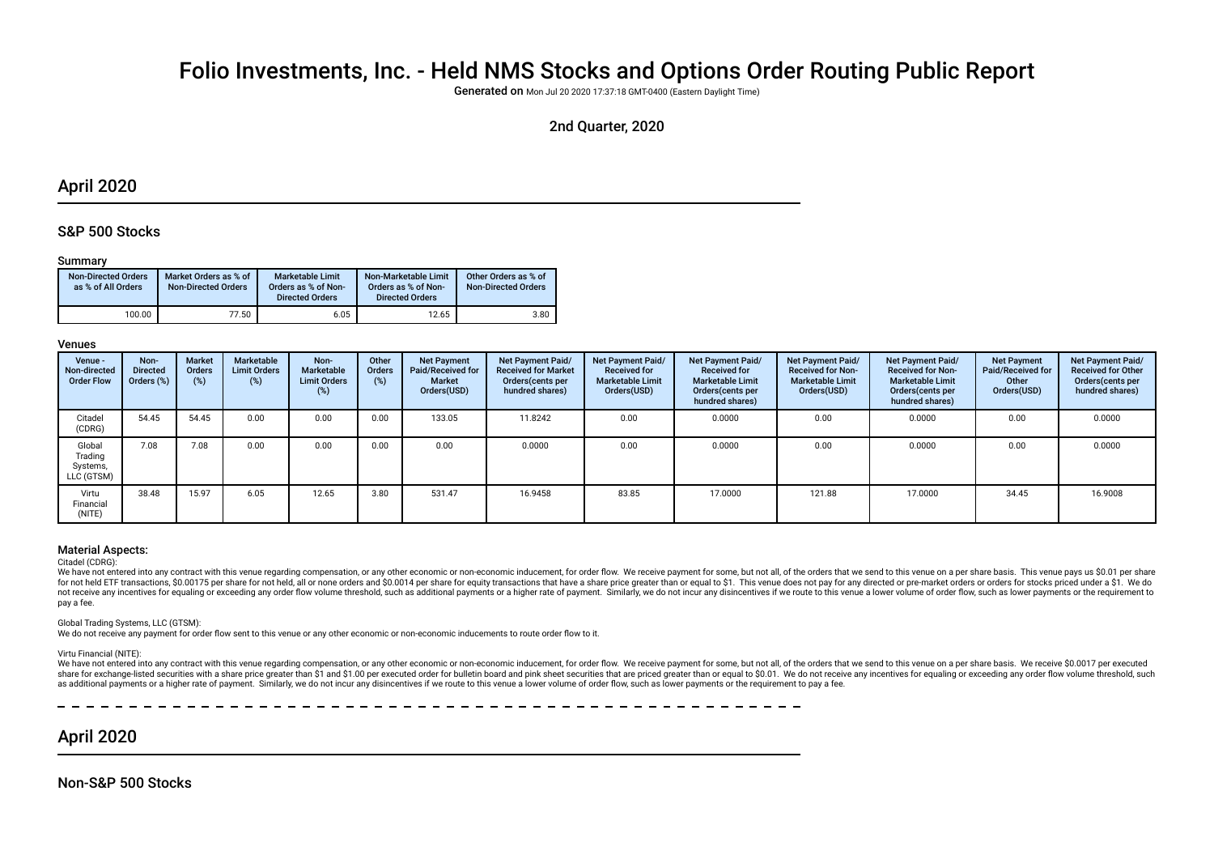# Folio Investments, Inc. - Held NMS Stocks and Options Order Routing Public Report

**Generated on** Mon Jul 20 2020 17:37:18 GMT-0400 (Eastern Daylight Time)

2nd Quarter, 2020

## April 2020

### S&P 500 Stocks

#### Summary

| Non-Directed Orders as % of All Orders | Market Orders as % of Non-Directed Orders | Marketable Limit Orders as % of Non-Directed Orders | Non-Marketable Limit Orders as % of Non-Directed Orders | Other Orders as % of Non-Directed Orders |
|---|---|---|---|---|
| 100.00 | 77.50 | 6.05 | 12.65 | 3.80 |

#### Venues

| Venue - Non-directed Order Flow | Non-Directed Orders (%) | Market Orders (%) | Marketable Limit Orders (%) | Non-Marketable Limit Orders (%) | Other Orders (%) | Net Payment Paid/Received for Market Orders(USD) | Net Payment Paid/Received for Market Orders(cents per hundred shares) | Net Payment Paid/Received for Marketable Limit Orders(USD) | Net Payment Paid/Received for Marketable Limit Orders(cents per hundred shares) | Net Payment Paid/Received for Non-Marketable Limit Orders(USD) | Net Payment Paid/Received for Non-Marketable Limit Orders(cents per hundred shares) | Net Payment Paid/Received for Other Orders(USD) | Net Payment Paid/Received for Other Orders(cents per hundred shares) |
|---|---|---|---|---|---|---|---|---|---|---|---|---|---|
| Citadel (CDRG) | 54.45 | 54.45 | 0.00 | 0.00 | 0.00 | 133.05 | 11.8242 | 0.00 | 0.0000 | 0.00 | 0.0000 | 0.00 | 0.0000 |
| Global Trading Systems, LLC (GTSM) | 7.08 | 7.08 | 0.00 | 0.00 | 0.00 | 0.00 | 0.0000 | 0.00 | 0.0000 | 0.00 | 0.0000 | 0.00 | 0.0000 |
| Virtu Financial (NITE) | 38.48 | 15.97 | 6.05 | 12.65 | 3.80 | 531.47 | 16.9458 | 83.85 | 17.0000 | 121.88 | 17.0000 | 34.45 | 16.9008 |

#### Material Aspects:

Citadel (CDRG):

We have not entered into any contract with this venue regarding compensation, or any other economic or non-economic inducement, for order flow. We receive payment for some, but not all, of the orders that we send to this venue on a per share basis. This venue pays us $0.01 per share for not held ETF transactions, $0.00175 per share for not held, all or none orders and $0.0014 per share for equity transactions that have a share price greater than or equal to $1. This venue does not pay for any directed or pre-market orders or orders for stocks priced under a $1. We do not receive any incentives for equaling or exceeding any order flow volume threshold, such as additional payments or a higher rate of payment. Similarly, we do not incur any disincentives if we route to this venue a lower volume of order flow, such as lower payments or the requirement to pay a fee.

Global Trading Systems, LLC (GTSM):

We do not receive any payment for order flow sent to this venue or any other economic or non-economic inducements to route order flow to it.

Virtu Financial (NITE):

We have not entered into any contract with this venue regarding compensation, or any other economic or non-economic inducement, for order flow. We receive payment for some, but not all, of the orders that we send to this venue on a per share basis. We receive $0.0017 per executed share for exchange-listed securities with a share price greater than $1 and $1.00 per executed order for bulletin board and pink sheet securities that are priced greater than or equal to $0.01. We do not receive any incentives for equaling or exceeding any order flow volume threshold, such as additional payments or a higher rate of payment. Similarly, we do not incur any disincentives if we route to this venue a lower volume of order flow, such as lower payments or the requirement to pay a fee.

## April 2020

### Non-S&P 500 Stocks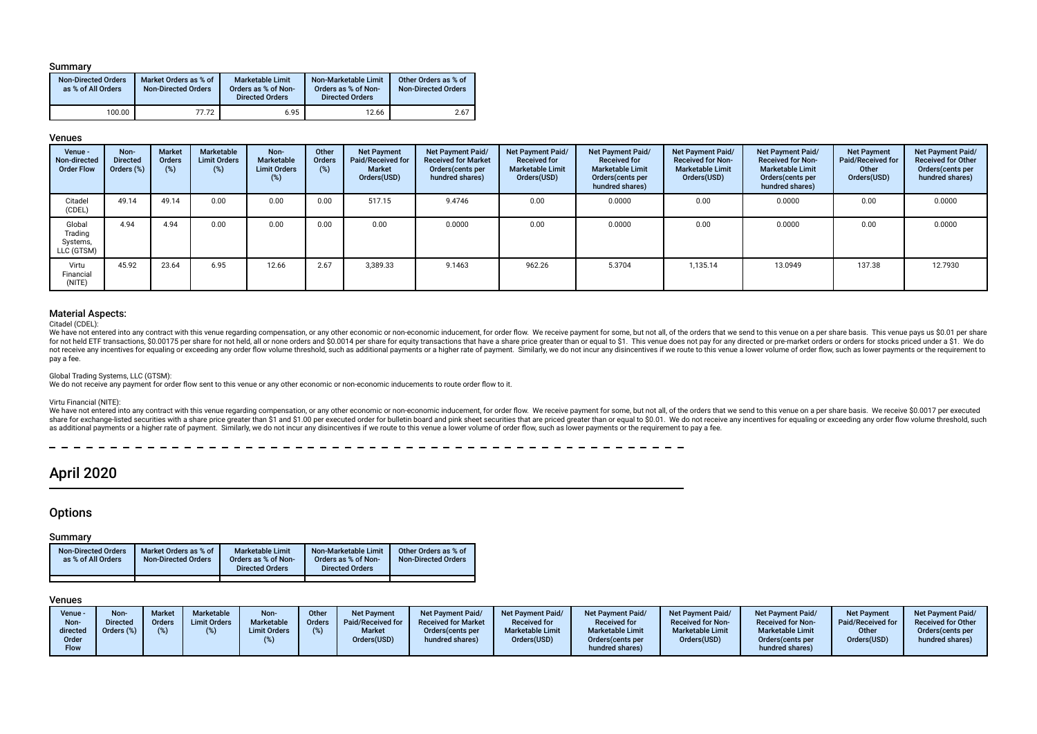### Summary

| Non-Directed Orders as % of All Orders | Market Orders as % of Non-Directed Orders | Marketable Limit Orders as % of Non-Directed Orders | Non-Marketable Limit Orders as % of Non-Directed Orders | Other Orders as % of Non-Directed Orders |
|---|---|---|---|---|
| 100.00 | 77.72 | 6.95 | 12.66 | 2.67 |

### Venues

| Venue - Non-directed Order Flow | Non-Directed Orders (%) | Market Orders (%) | Marketable Limit Orders (%) | Non-Marketable Limit Orders (%) | Other Orders (%) | Net Payment Paid/Received for Market Orders(USD) | Net Payment Paid/ Received for Market Orders(cents per hundred shares) | Net Payment Paid/ Received for Marketable Limit Orders(USD) | Net Payment Paid/ Received for Marketable Limit Orders(cents per hundred shares) | Net Payment Paid/ Received for Non-Marketable Limit Orders(USD) | Net Payment Paid/ Received for Non-Marketable Limit Orders(cents per hundred shares) | Net Payment Paid/Received for Other Orders(USD) | Net Payment Paid/ Received for Other Orders(cents per hundred shares) |
|---|---|---|---|---|---|---|---|---|---|---|---|---|---|
| Citadel (CDEL) | 49.14 | 49.14 | 0.00 | 0.00 | 0.00 | 517.15 | 9.4746 | 0.00 | 0.0000 | 0.00 | 0.0000 | 0.00 | 0.0000 |
| Global Trading Systems, LLC (GTSM) | 4.94 | 4.94 | 0.00 | 0.00 | 0.00 | 0.00 | 0.0000 | 0.00 | 0.0000 | 0.00 | 0.0000 | 0.00 | 0.0000 |
| Virtu Financial (NITE) | 45.92 | 23.64 | 6.95 | 12.66 | 2.67 | 3,389.33 | 9.1463 | 962.26 | 5.3704 | 1,135.14 | 13.0949 | 137.38 | 12.7930 |

### Material Aspects:

Citadel (CDEL):

We have not entered into any contract with this venue regarding compensation, or any other economic or non-economic inducement, for order flow. We receive payment for some, but not all, of the orders that we send to this venue on a per share basis. This venue pays us $0.01 per share for not held ETF transactions, $0.00175 per share for not held, all or none orders and $0.0014 per share for equity transactions that have a share price greater than or equal to $1. This venue does not pay for any directed or pre-market orders or orders for stocks priced under a $1. We do not receive any incentives for equaling or exceeding any order flow volume threshold, such as additional payments or a higher rate of payment. Similarly, we do not incur any disincentives if we route to this venue a lower volume of order flow, such as lower payments or the requirement to pay a fee.

Global Trading Systems, LLC (GTSM):

We do not receive any payment for order flow sent to this venue or any other economic or non-economic inducements to route order flow to it.

Virtu Financial (NITE):

We have not entered into any contract with this venue regarding compensation, or any other economic or non-economic inducement, for order flow. We receive payment for some, but not all, of the orders that we send to this venue on a per share basis. We receive $0.0017 per executed share for exchange-listed securities with a share price greater than $1 and $1.00 per executed order for bulletin board and pink sheet securities that are priced greater than or equal to $0.01. We do not receive any incentives for equaling or exceeding any order flow volume threshold, such as additional payments or a higher rate of payment. Similarly, we do not incur any disincentives if we route to this venue a lower volume of order flow, such as lower payments or the requirement to pay a fee.

# April 2020

## Options

### Summary

| Non-Directed Orders as % of All Orders | Market Orders as % of Non-Directed Orders | Marketable Limit Orders as % of Non-Directed Orders | Non-Marketable Limit Orders as % of Non-Directed Orders | Other Orders as % of Non-Directed Orders |
|---|---|---|---|---|
| | | | | |

### Venues

| Venue - Non-directed Order Flow | Non-Directed Orders (%) | Market Orders (%) | Marketable Limit Orders (%) | Non-Marketable Limit Orders (%) | Other Orders (%) | Net Payment Paid/Received for Market Orders(USD) | Net Payment Paid/ Received for Market Orders(cents per hundred shares) | Net Payment Paid/ Received for Marketable Limit Orders(USD) | Net Payment Paid/ Received for Marketable Limit Orders(cents per hundred shares) | Net Payment Paid/ Received for Non-Marketable Limit Orders(USD) | Net Payment Paid/ Received for Non-Marketable Limit Orders(cents per hundred shares) | Net Payment Paid/Received for Other Orders(USD) | Net Payment Paid/ Received for Other Orders(cents per hundred shares) |
|---|---|---|---|---|---|---|---|---|---|---|---|---|---|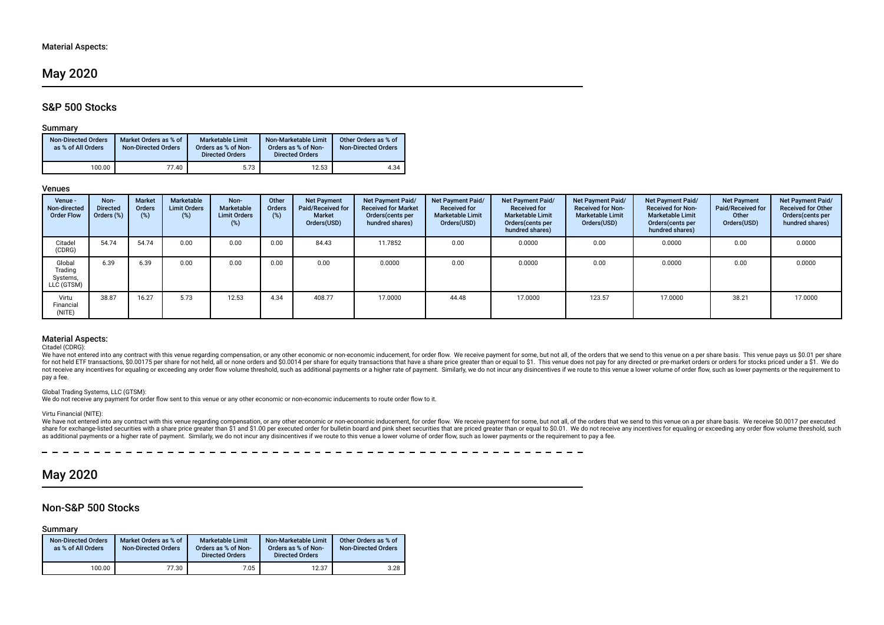Material Aspects:

# May 2020

## S&P 500 Stocks

### Summary

| Non-Directed Orders as % of All Orders | Market Orders as % of Non-Directed Orders | Marketable Limit Orders as % of Non-Directed Orders | Non-Marketable Limit Orders as % of Non-Directed Orders | Other Orders as % of Non-Directed Orders |
|---|---|---|---|---|
| 100.00 | 77.40 | 5.73 | 12.53 | 4.34 |

### Venues

| Venue - Non-directed Order Flow | Non-Directed Orders (%) | Market Orders (%) | Marketable Limit Orders (%) | Non-Marketable Limit Orders (%) | Other Orders (%) | Net Payment Paid/Received for Market Orders(USD) | Net Payment Paid/ Received for Market Orders(cents per hundred shares) | Net Payment Paid/ Received for Marketable Limit Orders(USD) | Net Payment Paid/ Received for Marketable Limit Orders(cents per hundred shares) | Net Payment Paid/ Received for Non-Marketable Limit Orders(USD) | Net Payment Paid/ Received for Non-Marketable Limit Orders(cents per hundred shares) | Net Payment Paid/Received for Other Orders(USD) | Net Payment Paid/ Received for Other Orders(cents per hundred shares) |
|---|---|---|---|---|---|---|---|---|---|---|---|---|---|
| Citadel (CDRG) | 54.74 | 54.74 | 0.00 | 0.00 | 0.00 | 84.43 | 11.7852 | 0.00 | 0.0000 | 0.00 | 0.0000 | 0.00 | 0.0000 |
| Global Trading Systems, LLC (GTSM) | 6.39 | 6.39 | 0.00 | 0.00 | 0.00 | 0.00 | 0.0000 | 0.00 | 0.0000 | 0.00 | 0.0000 | 0.00 | 0.0000 |
| Virtu Financial (NITE) | 38.87 | 16.27 | 5.73 | 12.53 | 4.34 | 408.77 | 17.0000 | 44.48 | 17.0000 | 123.57 | 17.0000 | 38.21 | 17.0000 |

### Material Aspects:

Citadel (CDRG):

We have not entered into any contract with this venue regarding compensation, or any other economic or non-economic inducement, for order flow. We receive payment for some, but not all, of the orders that we send to this venue on a per share basis. This venue pays us $0.01 per share for not held ETF transactions, $0.00175 per share for not held, all or none orders and $0.0014 per share for equity transactions that have a share price greater than or equal to $1. This venue does not pay for any directed or pre-market orders or orders for stocks priced under a $1. We do not receive any incentives for equaling or exceeding any order flow volume threshold, such as additional payments or a higher rate of payment. Similarly, we do not incur any disincentives if we route to this venue a lower volume of order flow, such as lower payments or the requirement to pay a fee.

Global Trading Systems, LLC (GTSM):

We do not receive any payment for order flow sent to this venue or any other economic or non-economic inducements to route order flow to it.

Virtu Financial (NITE):

We have not entered into any contract with this venue regarding compensation, or any other economic or non-economic inducement, for order flow. We receive payment for some, but not all, of the orders that we send to this venue on a per share basis. We receive $0.0017 per executed share for exchange-listed securities with a share price greater than $1 and $1.00 per executed order for bulletin board and pink sheet securities that are priced greater than or equal to $0.01. We do not receive any incentives for equaling or exceeding any order flow volume threshold, such as additional payments or a higher rate of payment. Similarly, we do not incur any disincentives if we route to this venue a lower volume of order flow, such as lower payments or the requirement to pay a fee.

# May 2020

## Non-S&P 500 Stocks

### Summary

| Non-Directed Orders as % of All Orders | Market Orders as % of Non-Directed Orders | Marketable Limit Orders as % of Non-Directed Orders | Non-Marketable Limit Orders as % of Non-Directed Orders | Other Orders as % of Non-Directed Orders |
|---|---|---|---|---|
| 100.00 | 77.30 | 7.05 | 12.37 | 3.28 |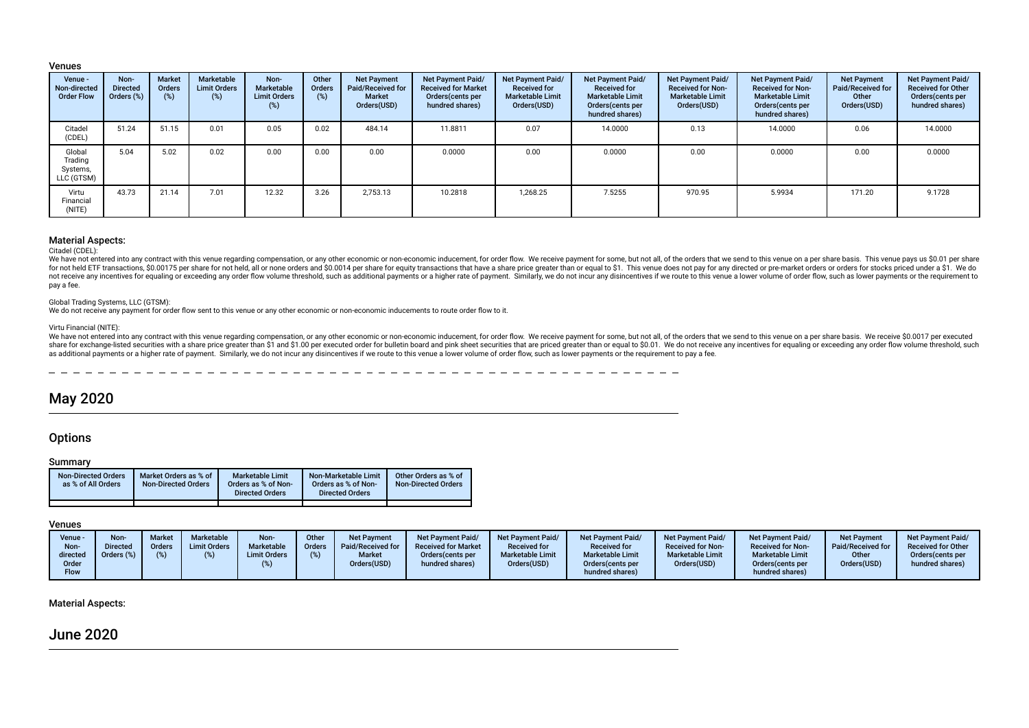### Venues

| Venue - Non-directed Order Flow | Non-Directed Orders (%) | Market Orders (%) | Marketable Limit Orders (%) | Non-Marketable Limit Orders (%) | Other Orders (%) | Net Payment Paid/Received for Market Orders(USD) | Net Payment Paid/ Received for Market Orders(cents per hundred shares) | Net Payment Paid/ Received for Marketable Limit Orders(USD) | Net Payment Paid/ Received for Marketable Limit Orders(cents per hundred shares) | Net Payment Paid/ Received for Non-Marketable Limit Orders(USD) | Net Payment Paid/ Received for Non-Marketable Limit Orders(cents per hundred shares) | Net Payment Paid/Received for Other Orders(USD) | Net Payment Paid/ Received for Other Orders(cents per hundred shares) |
|---|---|---|---|---|---|---|---|---|---|---|---|---|---|
| Citadel (CDEL) | 51.24 | 51.15 | 0.01 | 0.05 | 0.02 | 484.14 | 11.8811 | 0.07 | 14.0000 | 0.13 | 14.0000 | 0.06 | 14.0000 |
| Global Trading Systems, LLC (GTSM) | 5.04 | 5.02 | 0.02 | 0.00 | 0.00 | 0.00 | 0.0000 | 0.00 | 0.0000 | 0.00 | 0.0000 | 0.00 | 0.0000 |
| Virtu Financial (NITE) | 43.73 | 21.14 | 7.01 | 12.32 | 3.26 | 2,753.13 | 10.2818 | 1,268.25 | 7.5255 | 970.95 | 5.9934 | 171.20 | 9.1728 |

### Material Aspects:

Citadel (CDEL):

We have not entered into any contract with this venue regarding compensation, or any other economic or non-economic inducement, for order flow. We receive payment for some, but not all, of the orders that we send to this venue on a per share basis. This venue pays us $0.01 per share for not held ETF transactions, $0.00175 per share for not held, all or none orders and $0.0014 per share for equity transactions that have a share price greater than or equal to $1. This venue does not pay for any directed or pre-market orders or orders for stocks priced under a $1. We do not receive any incentives for equaling or exceeding any order flow volume threshold, such as additional payments or a higher rate of payment. Similarly, we do not incur any disincentives if we route to this venue a lower volume of order flow, such as lower payments or the requirement to pay a fee.

Global Trading Systems, LLC (GTSM):

We do not receive any payment for order flow sent to this venue or any other economic or non-economic inducements to route order flow to it.

Virtu Financial (NITE):

We have not entered into any contract with this venue regarding compensation, or any other economic or non-economic inducement, for order flow. We receive payment for some, but not all, of the orders that we send to this venue on a per share basis. We receive $0.0017 per executed share for exchange-listed securities with a share price greater than $1 and $1.00 per executed order for bulletin board and pink sheet securities that are priced greater than or equal to $0.01. We do not receive any incentives for equaling or exceeding any order flow volume threshold, such as additional payments or a higher rate of payment. Similarly, we do not incur any disincentives if we route to this venue a lower volume of order flow, such as lower payments or the requirement to pay a fee.

# May 2020

## Options

### Summary

| Non-Directed Orders as % of All Orders | Market Orders as % of Non-Directed Orders | Marketable Limit Orders as % of Non-Directed Orders | Non-Marketable Limit Orders as % of Non-Directed Orders | Other Orders as % of Non-Directed Orders |
|---|---|---|---|---|
| | | | | |

### Venues

| Venue - Non-directed Order Flow | Non-Directed Orders (%) | Market Orders (%) | Marketable Limit Orders (%) | Non-Marketable Limit Orders (%) | Other Orders (%) | Net Payment Paid/Received for Market Orders(USD) | Net Payment Paid/ Received for Market Orders(cents per hundred shares) | Net Payment Paid/ Received for Marketable Limit Orders(USD) | Net Payment Paid/ Received for Marketable Limit Orders(cents per hundred shares) | Net Payment Paid/ Received for Non-Marketable Limit Orders(USD) | Net Payment Paid/ Received for Non-Marketable Limit Orders(cents per hundred shares) | Net Payment Paid/Received for Other Orders(USD) | Net Payment Paid/ Received for Other Orders(cents per hundred shares) |
|---|---|---|---|---|---|---|---|---|---|---|---|---|---|

### Material Aspects:

# June 2020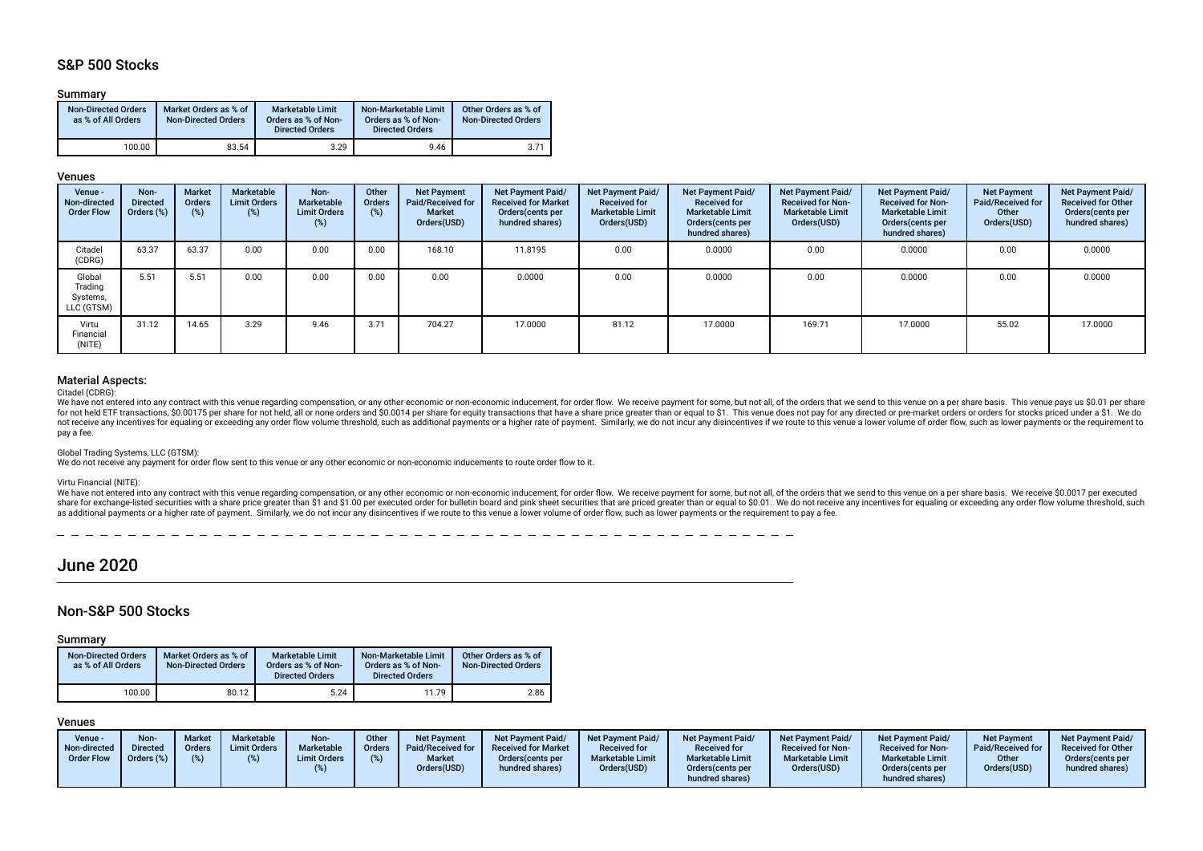## S&P 500 Stocks

### Summary

| Non-Directed Orders as % of All Orders | Market Orders as % of Non-Directed Orders | Marketable Limit Orders as % of Non-Directed Orders | Non-Marketable Limit Orders as % of Non-Directed Orders | Other Orders as % of Non-Directed Orders |
|---|---|---|---|---|
| 100.00 | 83.54 | 3.29 | 9.46 | 3.71 |

### Venues

| Venue - Non-directed Order Flow | Non-Directed Orders (%) | Market Orders (%) | Marketable Limit Orders (%) | Non-Marketable Limit Orders (%) | Other Orders (%) | Net Payment Paid/Received for Market Orders(USD) | Net Payment Paid/ Received for Market Orders(cents per hundred shares) | Net Payment Paid/ Received for Marketable Limit Orders(USD) | Net Payment Paid/ Received for Marketable Limit Orders(cents per hundred shares) | Net Payment Paid/ Received for Non-Marketable Limit Orders(USD) | Net Payment Paid/ Received for Non-Marketable Limit Orders(cents per hundred shares) | Net Payment Paid/Received for Other Orders(USD) | Net Payment Paid/ Received for Other Orders(cents per hundred shares) |
|---|---|---|---|---|---|---|---|---|---|---|---|---|---|
| Citadel (CDRG) | 63.37 | 63.37 | 0.00 | 0.00 | 0.00 | 168.10 | 11.8195 | 0.00 | 0.0000 | 0.00 | 0.0000 | 0.00 | 0.0000 |
| Global Trading Systems, LLC (GTSM) | 5.51 | 5.51 | 0.00 | 0.00 | 0.00 | 0.00 | 0.0000 | 0.00 | 0.0000 | 0.00 | 0.0000 | 0.00 | 0.0000 |
| Virtu Financial (NITE) | 31.12 | 14.65 | 3.29 | 9.46 | 3.71 | 704.27 | 17.0000 | 81.12 | 17.0000 | 169.71 | 17.0000 | 55.02 | 17.0000 |

### Material Aspects:

Citadel (CDRG):

We have not entered into any contract with this venue regarding compensation, or any other economic or non-economic inducement, for order flow. We receive payment for some, but not all, of the orders that we send to this venue on a per share basis. This venue pays us $0.01 per share for not held ETF transactions, $0.00175 per share for not held, all or none orders and $0.0014 per share for equity transactions that have a share price greater than or equal to $1. This venue does not pay for any directed or pre-market orders or orders for stocks priced under a $1. We do not receive any incentives for equaling or exceeding any order flow volume threshold, such as additional payments or a higher rate of payment. Similarly, we do not incur any disincentives if we route to this venue a lower volume of order flow, such as lower payments or the requirement to pay a fee.

Global Trading Systems, LLC (GTSM):

We do not receive any payment for order flow sent to this venue or any other economic or non-economic inducements to route order flow to it.

Virtu Financial (NITE):

We have not entered into any contract with this venue regarding compensation, or any other economic or non-economic inducement, for order flow. We receive payment for some, but not all, of the orders that we send to this venue on a per share basis. We receive $0.0017 per executed share for exchange-listed securities with a share price greater than $1 and $1.00 per executed order for bulletin board and pink sheet securities that are priced greater than or equal to $0.01. We do not receive any incentives for equaling or exceeding any order flow volume threshold, such as additional payments or a higher rate of payment. Similarly, we do not incur any disincentives if we route to this venue a lower volume of order flow, such as lower payments or the requirement to pay a fee.

# June 2020

## Non-S&P 500 Stocks

### Summary

| Non-Directed Orders as % of All Orders | Market Orders as % of Non-Directed Orders | Marketable Limit Orders as % of Non-Directed Orders | Non-Marketable Limit Orders as % of Non-Directed Orders | Other Orders as % of Non-Directed Orders |
|---|---|---|---|---|
| 100.00 | 80.12 | 5.24 | 11.79 | 2.86 |

### Venues

| Venue - Non-directed Order Flow | Non-Directed Orders (%) | Market Orders (%) | Marketable Limit Orders (%) | Non-Marketable Limit Orders (%) | Other Orders (%) | Net Payment Paid/Received for Market Orders(USD) | Net Payment Paid/ Received for Market Orders(cents per hundred shares) | Net Payment Paid/ Received for Marketable Limit Orders(USD) | Net Payment Paid/ Received for Marketable Limit Orders(cents per hundred shares) | Net Payment Paid/ Received for Non-Marketable Limit Orders(USD) | Net Payment Paid/ Received for Non-Marketable Limit Orders(cents per hundred shares) | Net Payment Paid/Received for Other Orders(USD) | Net Payment Paid/ Received for Other Orders(cents per hundred shares) |
|---|---|---|---|---|---|---|---|---|---|---|---|---|---|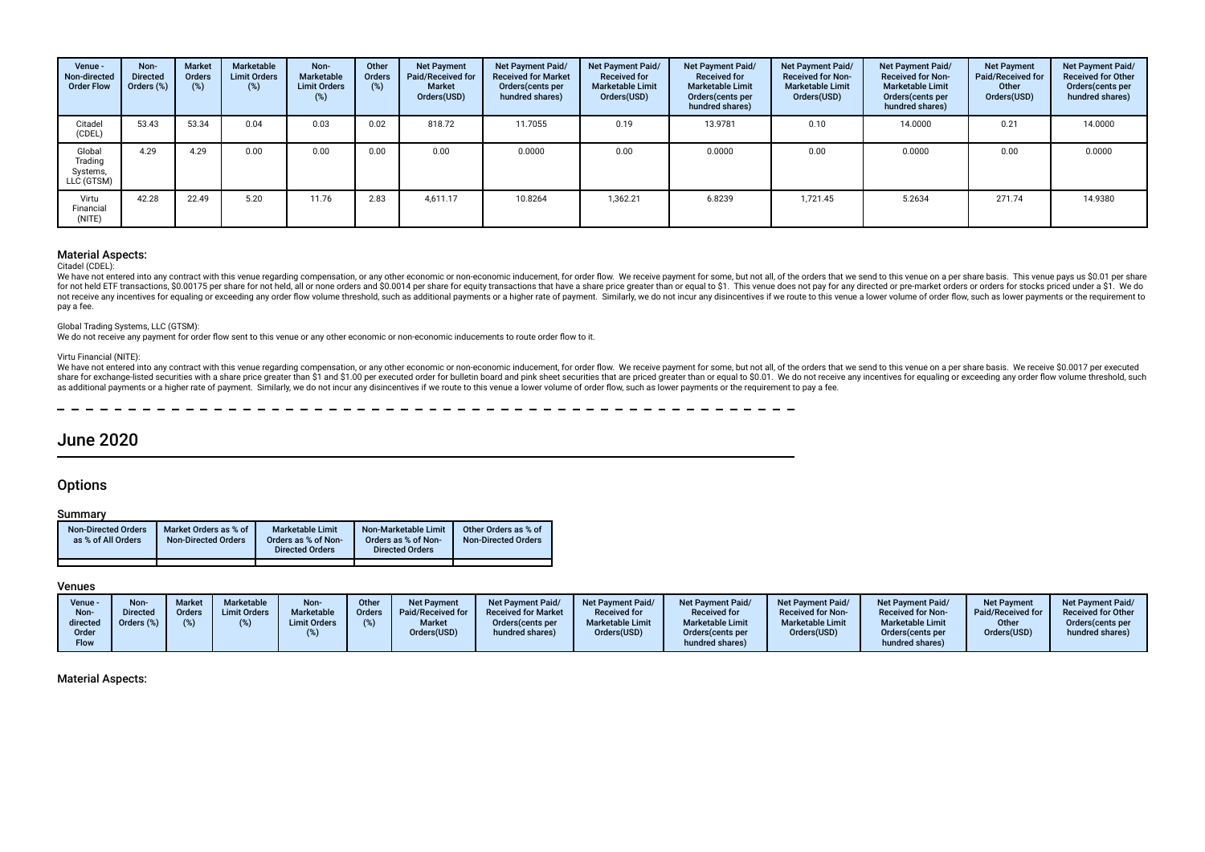| Venue - Non-directed Order Flow | Non-Directed Orders (%) | Market Orders (%) | Marketable Limit Orders (%) | Non-Marketable Limit Orders (%) | Other Orders (%) | Net Payment Paid/Received for Market Orders(USD) | Net Payment Paid/ Received for Market Orders(cents per hundred shares) | Net Payment Paid/ Received for Marketable Limit Orders(USD) | Net Payment Paid/ Received for Marketable Limit Orders(cents per hundred shares) | Net Payment Paid/ Received for Non-Marketable Limit Orders(USD) | Net Payment Paid/ Received for Non-Marketable Limit Orders(cents per hundred shares) | Net Payment Paid/Received for Other Orders(USD) | Net Payment Paid/ Received for Other Orders(cents per hundred shares) |
|---|---|---|---|---|---|---|---|---|---|---|---|---|---|
| Citadel (CDEL) | 53.43 | 53.34 | 0.04 | 0.03 | 0.02 | 818.72 | 11.7055 | 0.19 | 13.9781 | 0.10 | 14.0000 | 0.21 | 14.0000 |
| Global Trading Systems, LLC (GTSM) | 4.29 | 4.29 | 0.00 | 0.00 | 0.00 | 0.00 | 0.0000 | 0.00 | 0.0000 | 0.00 | 0.0000 | 0.00 | 0.0000 |
| Virtu Financial (NITE) | 42.28 | 22.49 | 5.20 | 11.76 | 2.83 | 4,611.17 | 10.8264 | 1,362.21 | 6.8239 | 1,721.45 | 5.2634 | 271.74 | 14.9380 |

### Material Aspects:

Citadel (CDEL):

We have not entered into any contract with this venue regarding compensation, or any other economic or non-economic inducement, for order flow. We receive payment for some, but not all, of the orders that we send to this venue on a per share basis. This venue pays us $0.01 per share for not held ETF transactions, $0.00175 per share for not held, all or none orders and $0.0014 per share for equity transactions that have a share price greater than or equal to $1. This venue does not pay for any directed or pre-market orders or orders for stocks priced under a $1. We do not receive any incentives for equaling or exceeding any order flow volume threshold, such as additional payments or a higher rate of payment. Similarly, we do not incur any disincentives if we route to this venue a lower volume of order flow, such as lower payments or the requirement to pay a fee.

Global Trading Systems, LLC (GTSM):

We do not receive any payment for order flow sent to this venue or any other economic or non-economic inducements to route order flow to it.

Virtu Financial (NITE):

We have not entered into any contract with this venue regarding compensation, or any other economic or non-economic inducement, for order flow. We receive payment for some, but not all, of the orders that we send to this venue on a per share basis. We receive $0.0017 per executed share for exchange-listed securities with a share price greater than $1 and $1.00 per executed order for bulletin board and pink sheet securities that are priced greater than or equal to $0.01. We do not receive any incentives for equaling or exceeding any order flow volume threshold, such as additional payments or a higher rate of payment. Similarly, we do not incur any disincentives if we route to this venue a lower volume of order flow, such as lower payments or the requirement to pay a fee.

## June 2020

## Options

### Summary

| Non-Directed Orders as % of All Orders | Market Orders as % of Non-Directed Orders | Marketable Limit Orders as % of Non-Directed Orders | Non-Marketable Limit Orders as % of Non-Directed Orders | Other Orders as % of Non-Directed Orders |
|---|---|---|---|---|
| | | | | |

### Venues

| Venue - Non-directed Order Flow | Non-Directed Orders (%) | Market Orders (%) | Marketable Limit Orders (%) | Non-Marketable Limit Orders (%) | Other Orders (%) | Net Payment Paid/Received for Market Orders(USD) | Net Payment Paid/ Received for Market Orders(cents per hundred shares) | Net Payment Paid/ Received for Marketable Limit Orders(USD) | Net Payment Paid/ Received for Marketable Limit Orders(cents per hundred shares) | Net Payment Paid/ Received for Non-Marketable Limit Orders(USD) | Net Payment Paid/ Received for Non-Marketable Limit Orders(cents per hundred shares) | Net Payment Paid/Received for Other Orders(USD) | Net Payment Paid/ Received for Other Orders(cents per hundred shares) |
|---|---|---|---|---|---|---|---|---|---|---|---|---|---|

### Material Aspects: